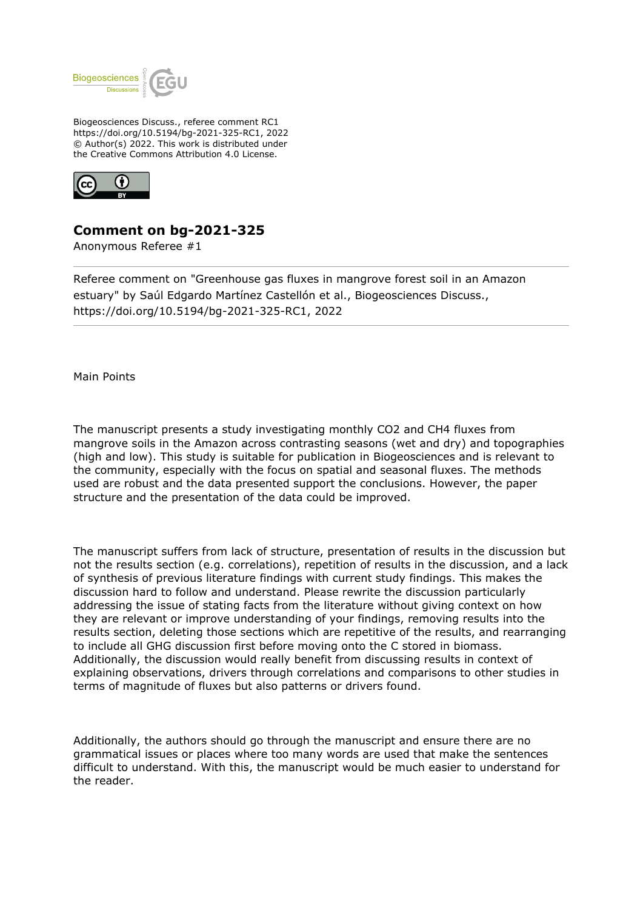Biogeosciences Discuss., referee comment RC1
https://doi.org/10.5194/bg-2021-325-RC1, 2022
© Author(s) 2022. This work is distributed under
the Creative Commons Attribution 4.0 License.

## Comment on bg-2021-325

Anonymous Referee #1

---

Referee comment on "Greenhouse gas fluxes in mangrove forest soil in an Amazon estuary" by Saúl Edgardo Martínez Castellón et al., Biogeosciences Discuss., https://doi.org/10.5194/bg-2021-325-RC1, 2022

---

Main Points

The manuscript presents a study investigating monthly $CO_2$ and $CH_4$ fluxes from mangrove soils in the Amazon across contrasting seasons (wet and dry) and topographies (high and low). This study is suitable for publication in Biogeosciences and is relevant to the community, especially with the focus on spatial and seasonal fluxes. The methods used are robust and the data presented support the conclusions. However, the paper structure and the presentation of the data could be improved.

The manuscript suffers from lack of structure, presentation of results in the discussion but not the results section (e.g. correlations), repetition of results in the discussion, and a lack of synthesis of previous literature findings with current study findings. This makes the discussion hard to follow and understand. Please rewrite the discussion particularly addressing the issue of stating facts from the literature without giving context on how they are relevant or improve understanding of your findings, removing results into the results section, deleting those sections which are repetitive of the results, and rearranging to include all GHG discussion first before moving onto the C stored in biomass. Additionally, the discussion would really benefit from discussing results in context of explaining observations, drivers through correlations and comparisons to other studies in terms of magnitude of fluxes but also patterns or drivers found.

Additionally, the authors should go through the manuscript and ensure there are no grammatical issues or places where too many words are used that make the sentences difficult to understand. With this, the manuscript would be much easier to understand for the reader.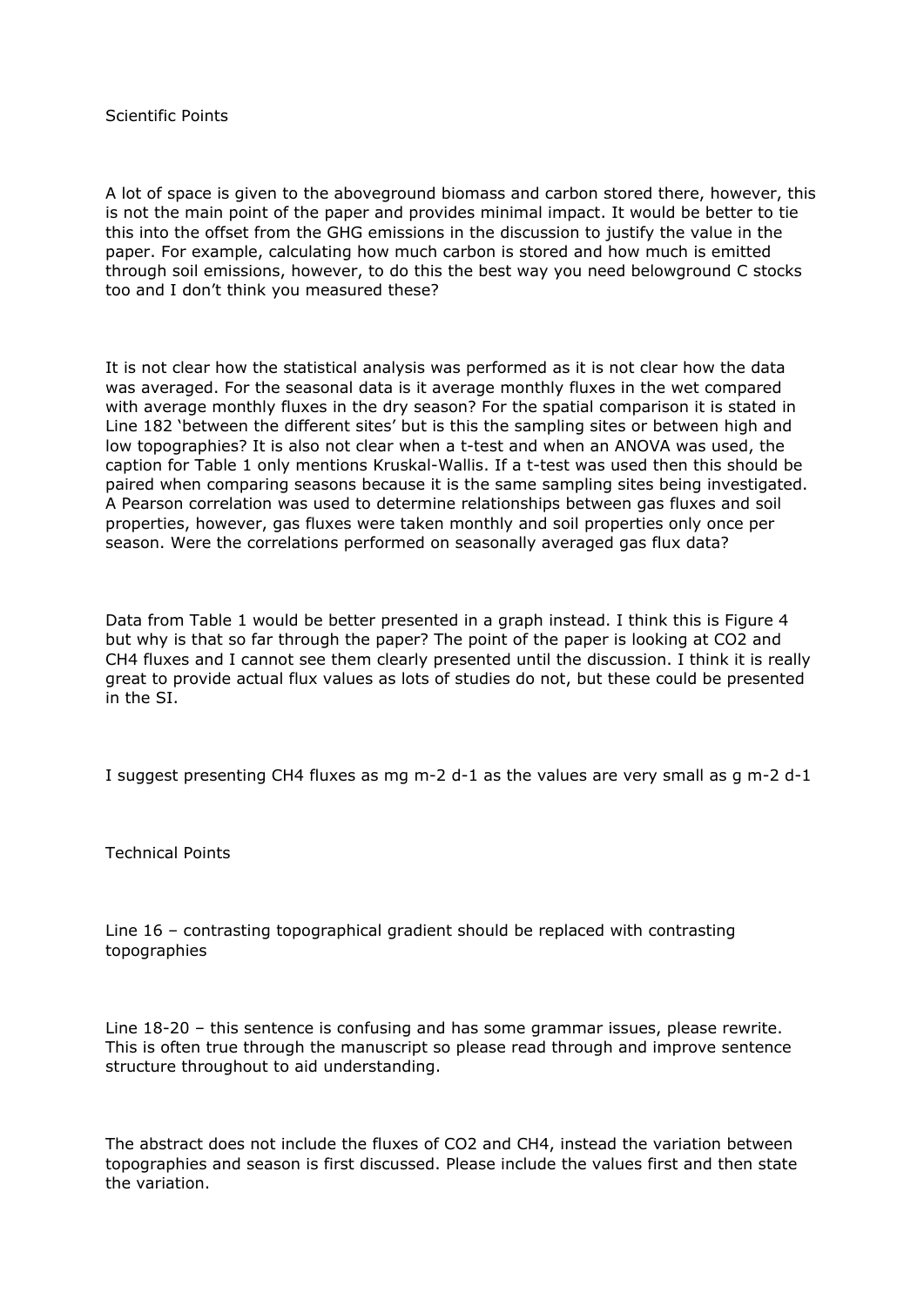Scientific Points

A lot of space is given to the aboveground biomass and carbon stored there, however, this is not the main point of the paper and provides minimal impact. It would be better to tie this into the offset from the GHG emissions in the discussion to justify the value in the paper. For example, calculating how much carbon is stored and how much is emitted through soil emissions, however, to do this the best way you need belowground C stocks too and I don't think you measured these?

It is not clear how the statistical analysis was performed as it is not clear how the data was averaged. For the seasonal data is it average monthly fluxes in the wet compared with average monthly fluxes in the dry season? For the spatial comparison it is stated in Line 182 'between the different sites' but is this the sampling sites or between high and low topographies? It is also not clear when a t-test and when an ANOVA was used, the caption for Table 1 only mentions Kruskal-Wallis. If a t-test was used then this should be paired when comparing seasons because it is the same sampling sites being investigated. A Pearson correlation was used to determine relationships between gas fluxes and soil properties, however, gas fluxes were taken monthly and soil properties only once per season. Were the correlations performed on seasonally averaged gas flux data?

Data from Table 1 would be better presented in a graph instead. I think this is Figure 4 but why is that so far through the paper? The point of the paper is looking at $CO_2$ and $CH_4$ fluxes and I cannot see them clearly presented until the discussion. I think it is really great to provide actual flux values as lots of studies do not, but these could be presented in the SI.

I suggest presenting $CH_4$ fluxes as mg $m^{-2}$ $d^{-1}$ as the values are very small as g $m^{-2}$ $d^{-1}$

Technical Points

Line 16 – contrasting topographical gradient should be replaced with contrasting topographies

Line 18-20 – this sentence is confusing and has some grammar issues, please rewrite. This is often true through the manuscript so please read through and improve sentence structure throughout to aid understanding.

The abstract does not include the fluxes of $CO_2$ and $CH_4$, instead the variation between topographies and season is first discussed. Please include the values first and then state the variation.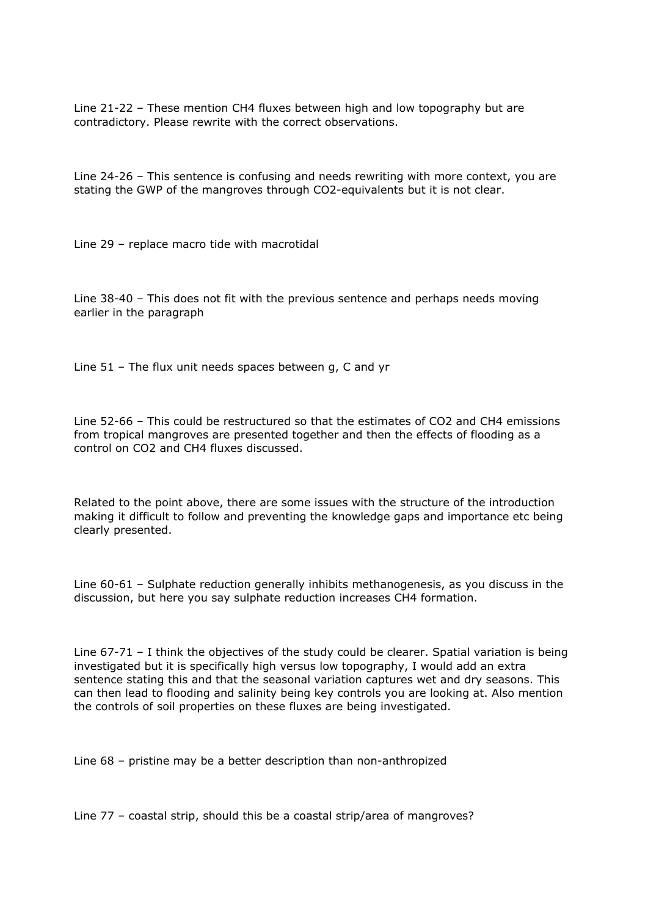Line 21-22 – These mention $CH_4$ fluxes between high and low topography but are contradictory. Please rewrite with the correct observations.

Line 24-26 – This sentence is confusing and needs rewriting with more context, you are stating the GWP of the mangroves through $CO_2$-equivalents but it is not clear.

Line 29 – replace macro tide with macrotidal

Line 38-40 – This does not fit with the previous sentence and perhaps needs moving earlier in the paragraph

Line 51 – The flux unit needs spaces between g, C and yr

Line 52-66 – This could be restructured so that the estimates of $CO_2$ and $CH_4$ emissions from tropical mangroves are presented together and then the effects of flooding as a control on $CO_2$ and $CH_4$ fluxes discussed.

Related to the point above, there are some issues with the structure of the introduction making it difficult to follow and preventing the knowledge gaps and importance etc being clearly presented.

Line 60-61 – Sulphate reduction generally inhibits methanogenesis, as you discuss in the discussion, but here you say sulphate reduction increases $CH_4$ formation.

Line 67-71 – I think the objectives of the study could be clearer. Spatial variation is being investigated but it is specifically high versus low topography, I would add an extra sentence stating this and that the seasonal variation captures wet and dry seasons. This can then lead to flooding and salinity being key controls you are looking at. Also mention the controls of soil properties on these fluxes are being investigated.

Line 68 – pristine may be a better description than non-anthropized

Line 77 – coastal strip, should this be a coastal strip/area of mangroves?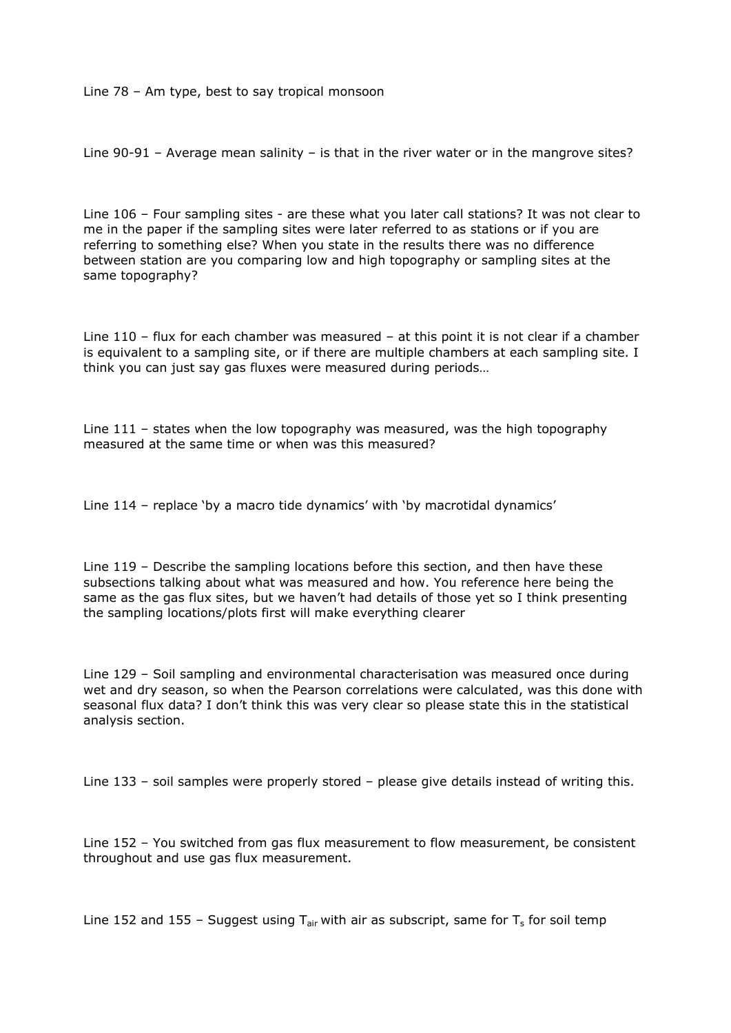Line 78 – Am type, best to say tropical monsoon

Line 90-91 – Average mean salinity – is that in the river water or in the mangrove sites?

Line 106 – Four sampling sites - are these what you later call stations? It was not clear to me in the paper if the sampling sites were later referred to as stations or if you are referring to something else? When you state in the results there was no difference between station are you comparing low and high topography or sampling sites at the same topography?

Line 110 – flux for each chamber was measured – at this point it is not clear if a chamber is equivalent to a sampling site, or if there are multiple chambers at each sampling site. I think you can just say gas fluxes were measured during periods…

Line 111 – states when the low topography was measured, was the high topography measured at the same time or when was this measured?

Line 114 – replace 'by a macro tide dynamics' with 'by macrotidal dynamics'

Line 119 – Describe the sampling locations before this section, and then have these subsections talking about what was measured and how. You reference here being the same as the gas flux sites, but we haven't had details of those yet so I think presenting the sampling locations/plots first will make everything clearer

Line 129 – Soil sampling and environmental characterisation was measured once during wet and dry season, so when the Pearson correlations were calculated, was this done with seasonal flux data? I don't think this was very clear so please state this in the statistical analysis section.

Line 133 – soil samples were properly stored – please give details instead of writing this.

Line 152 – You switched from gas flux measurement to flow measurement, be consistent throughout and use gas flux measurement.

Line 152 and 155 – Suggest using $T_{air}$ with air as subscript, same for $T_s$ for soil temp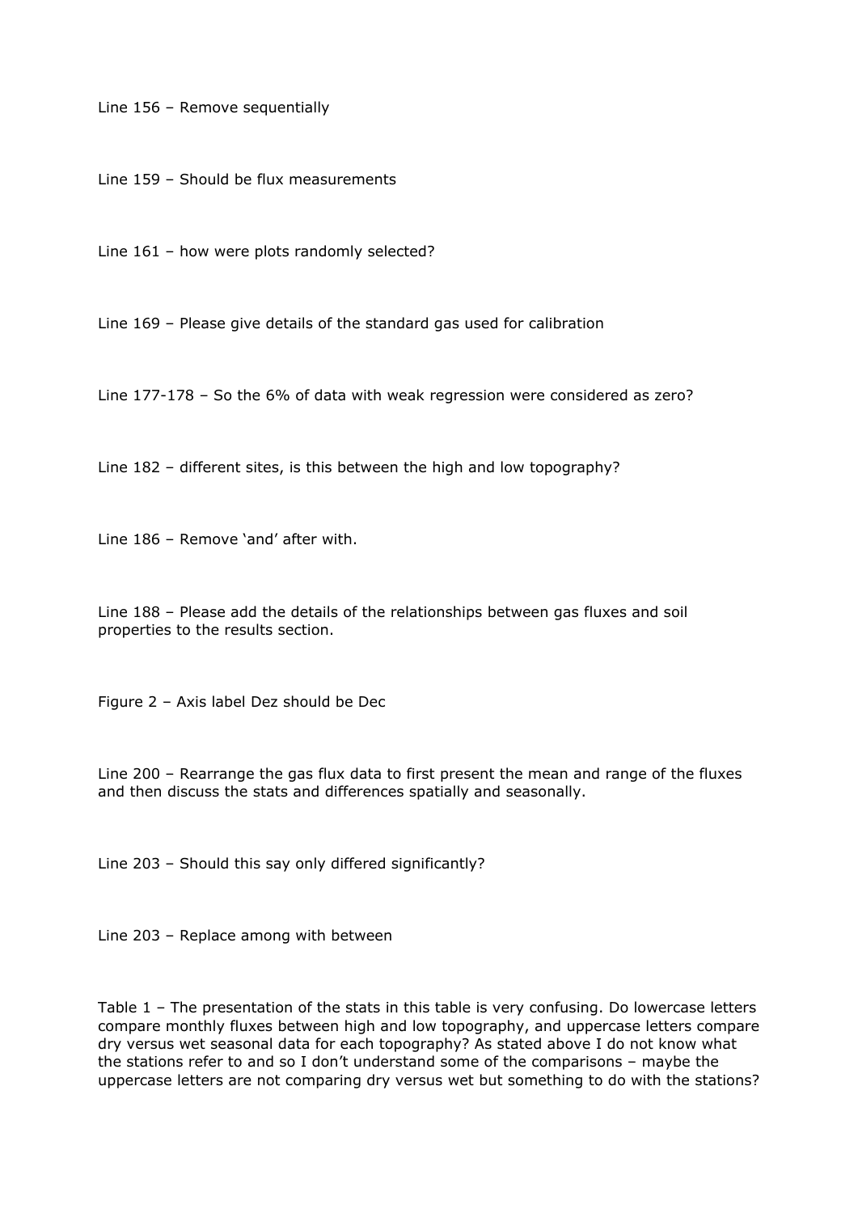Line 156 – Remove sequentially

Line 159 – Should be flux measurements

Line 161 – how were plots randomly selected?

Line 169 – Please give details of the standard gas used for calibration

Line 177-178 – So the 6% of data with weak regression were considered as zero?

Line 182 – different sites, is this between the high and low topography?

Line 186 – Remove 'and' after with.

Line 188 – Please add the details of the relationships between gas fluxes and soil properties to the results section.

Figure 2 – Axis label Dez should be Dec

Line 200 – Rearrange the gas flux data to first present the mean and range of the fluxes and then discuss the stats and differences spatially and seasonally.

Line 203 – Should this say only differed significantly?

Line 203 – Replace among with between

Table 1 – The presentation of the stats in this table is very confusing. Do lowercase letters compare monthly fluxes between high and low topography, and uppercase letters compare dry versus wet seasonal data for each topography? As stated above I do not know what the stations refer to and so I don't understand some of the comparisons – maybe the uppercase letters are not comparing dry versus wet but something to do with the stations?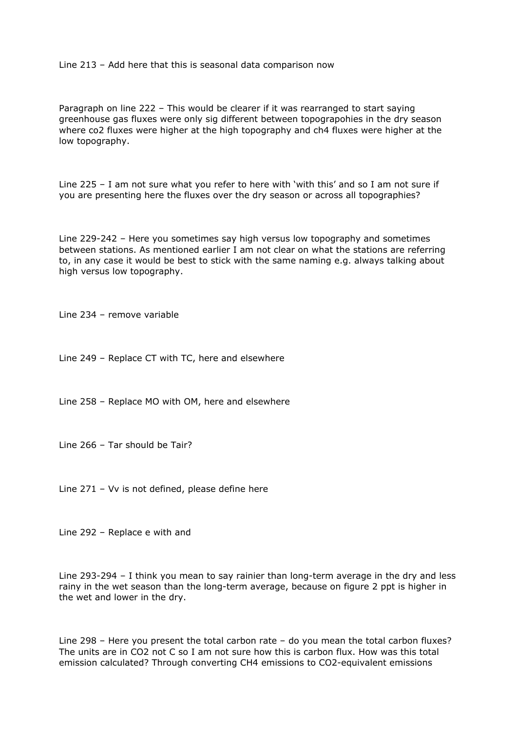Line 213 – Add here that this is seasonal data comparison now

Paragraph on line 222 – This would be clearer if it was rearranged to start saying greenhouse gas fluxes were only sig different between topograpohies in the dry season where co2 fluxes were higher at the high topography and ch4 fluxes were higher at the low topography.

Line 225 – I am not sure what you refer to here with 'with this' and so I am not sure if you are presenting here the fluxes over the dry season or across all topographies?

Line 229-242 – Here you sometimes say high versus low topography and sometimes between stations. As mentioned earlier I am not clear on what the stations are referring to, in any case it would be best to stick with the same naming e.g. always talking about high versus low topography.

Line 234 – remove variable

Line 249 – Replace CT with TC, here and elsewhere

Line 258 – Replace MO with OM, here and elsewhere

Line 266 – Tar should be Tair?

Line 271 – Vv is not defined, please define here

Line 292 – Replace e with and

Line 293-294 – I think you mean to say rainier than long-term average in the dry and less rainy in the wet season than the long-term average, because on figure 2 ppt is higher in the wet and lower in the dry.

Line 298 – Here you present the total carbon rate – do you mean the total carbon fluxes? The units are in CO2 not C so I am not sure how this is carbon flux. How was this total emission calculated? Through converting CH4 emissions to CO2-equivalent emissions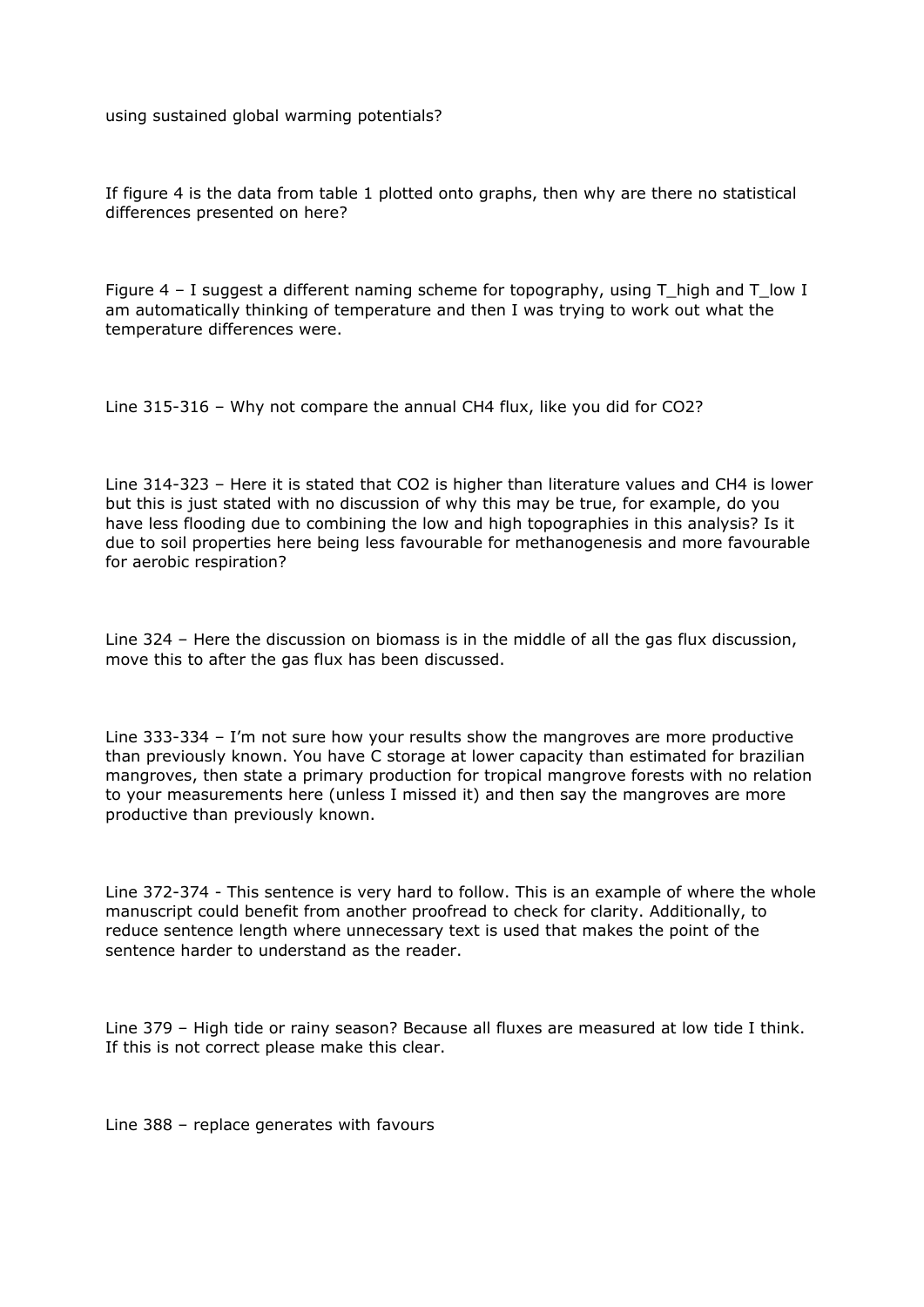using sustained global warming potentials?

If figure 4 is the data from table 1 plotted onto graphs, then why are there no statistical differences presented on here?

Figure 4 – I suggest a different naming scheme for topography, using T_high and T_low I am automatically thinking of temperature and then I was trying to work out what the temperature differences were.

Line 315-316 – Why not compare the annual $CH_4$ flux, like you did for $CO_2$?

Line 314-323 – Here it is stated that $CO_2$ is higher than literature values and $CH_4$ is lower but this is just stated with no discussion of why this may be true, for example, do you have less flooding due to combining the low and high topographies in this analysis? Is it due to soil properties here being less favourable for methanogenesis and more favourable for aerobic respiration?

Line 324 – Here the discussion on biomass is in the middle of all the gas flux discussion, move this to after the gas flux has been discussed.

Line 333-334 – I'm not sure how your results show the mangroves are more productive than previously known. You have C storage at lower capacity than estimated for brazilian mangroves, then state a primary production for tropical mangrove forests with no relation to your measurements here (unless I missed it) and then say the mangroves are more productive than previously known.

Line 372-374 - This sentence is very hard to follow. This is an example of where the whole manuscript could benefit from another proofread to check for clarity. Additionally, to reduce sentence length where unnecessary text is used that makes the point of the sentence harder to understand as the reader.

Line 379 – High tide or rainy season? Because all fluxes are measured at low tide I think. If this is not correct please make this clear.

Line 388 – replace generates with favours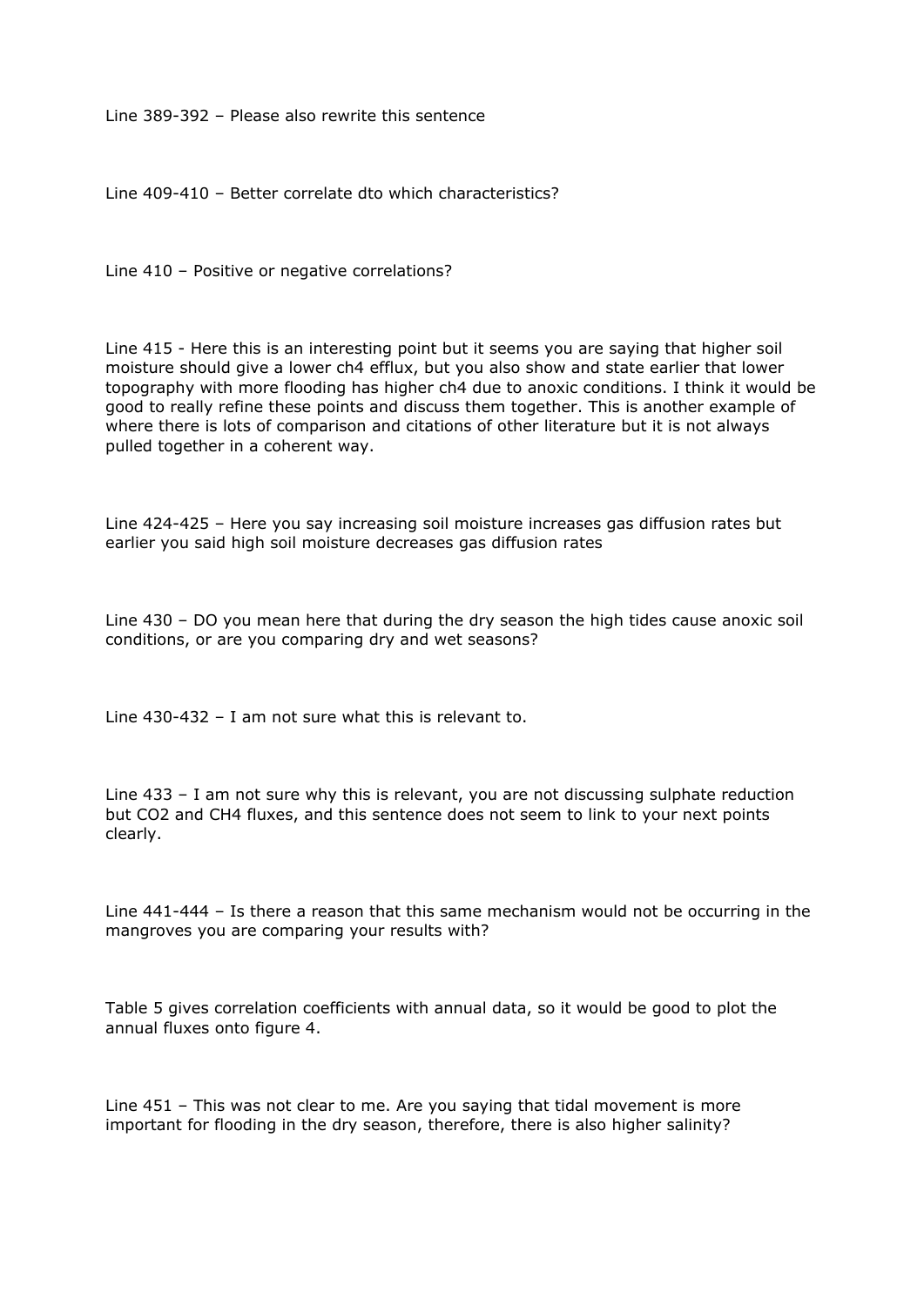Line 389-392 – Please also rewrite this sentence

Line 409-410 – Better correlate dto which characteristics?

Line 410 – Positive or negative correlations?

Line 415 - Here this is an interesting point but it seems you are saying that higher soil moisture should give a lower ch4 efflux, but you also show and state earlier that lower topography with more flooding has higher ch4 due to anoxic conditions. I think it would be good to really refine these points and discuss them together. This is another example of where there is lots of comparison and citations of other literature but it is not always pulled together in a coherent way.

Line 424-425 – Here you say increasing soil moisture increases gas diffusion rates but earlier you said high soil moisture decreases gas diffusion rates

Line 430 – DO you mean here that during the dry season the high tides cause anoxic soil conditions, or are you comparing dry and wet seasons?

Line 430-432 – I am not sure what this is relevant to.

Line 433 – I am not sure why this is relevant, you are not discussing sulphate reduction but CO2 and CH4 fluxes, and this sentence does not seem to link to your next points clearly.

Line 441-444 – Is there a reason that this same mechanism would not be occurring in the mangroves you are comparing your results with?

Table 5 gives correlation coefficients with annual data, so it would be good to plot the annual fluxes onto figure 4.

Line 451 – This was not clear to me. Are you saying that tidal movement is more important for flooding in the dry season, therefore, there is also higher salinity?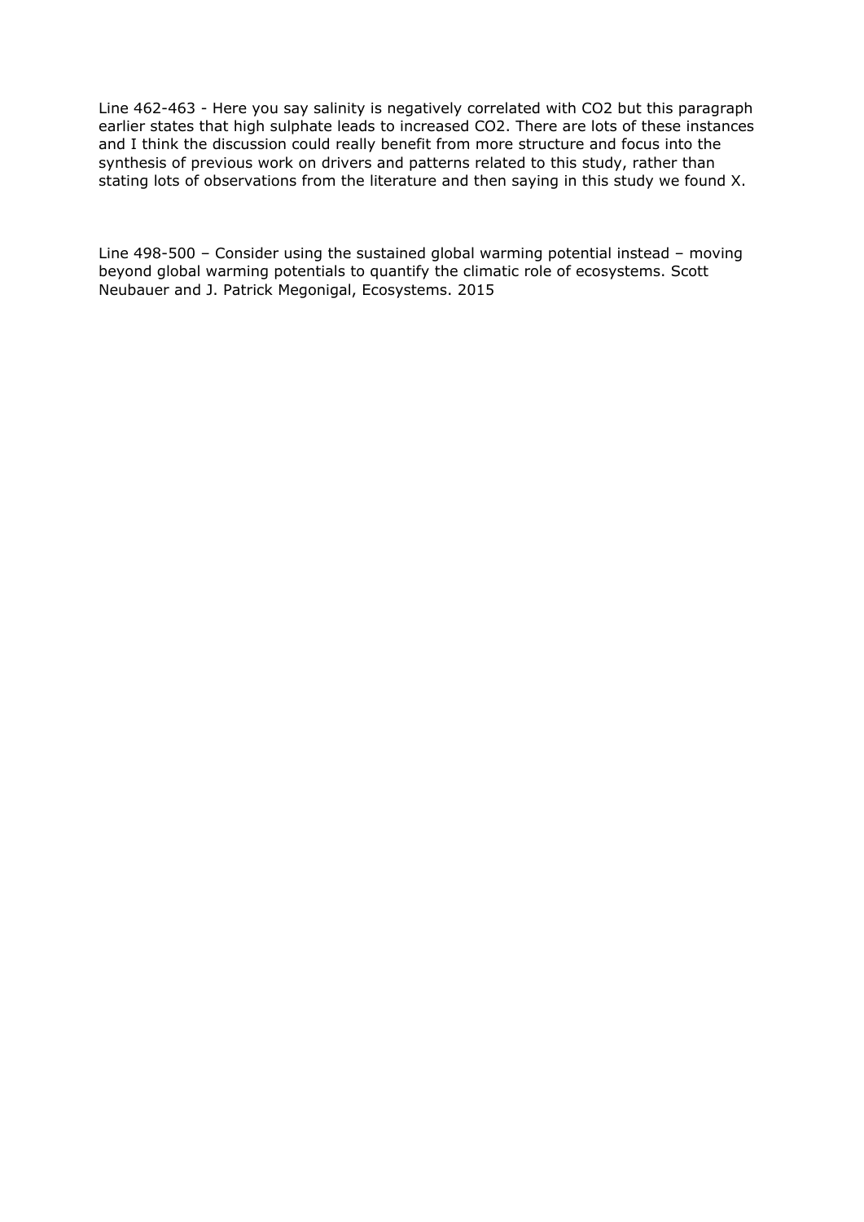Line 462-463 - Here you say salinity is negatively correlated with $CO_2$ but this paragraph earlier states that high sulphate leads to increased $CO_2$. There are lots of these instances and I think the discussion could really benefit from more structure and focus into the synthesis of previous work on drivers and patterns related to this study, rather than stating lots of observations from the literature and then saying in this study we found X.

Line 498-500 – Consider using the sustained global warming potential instead – moving beyond global warming potentials to quantify the climatic role of ecosystems. Scott Neubauer and J. Patrick Megonigal, Ecosystems. 2015